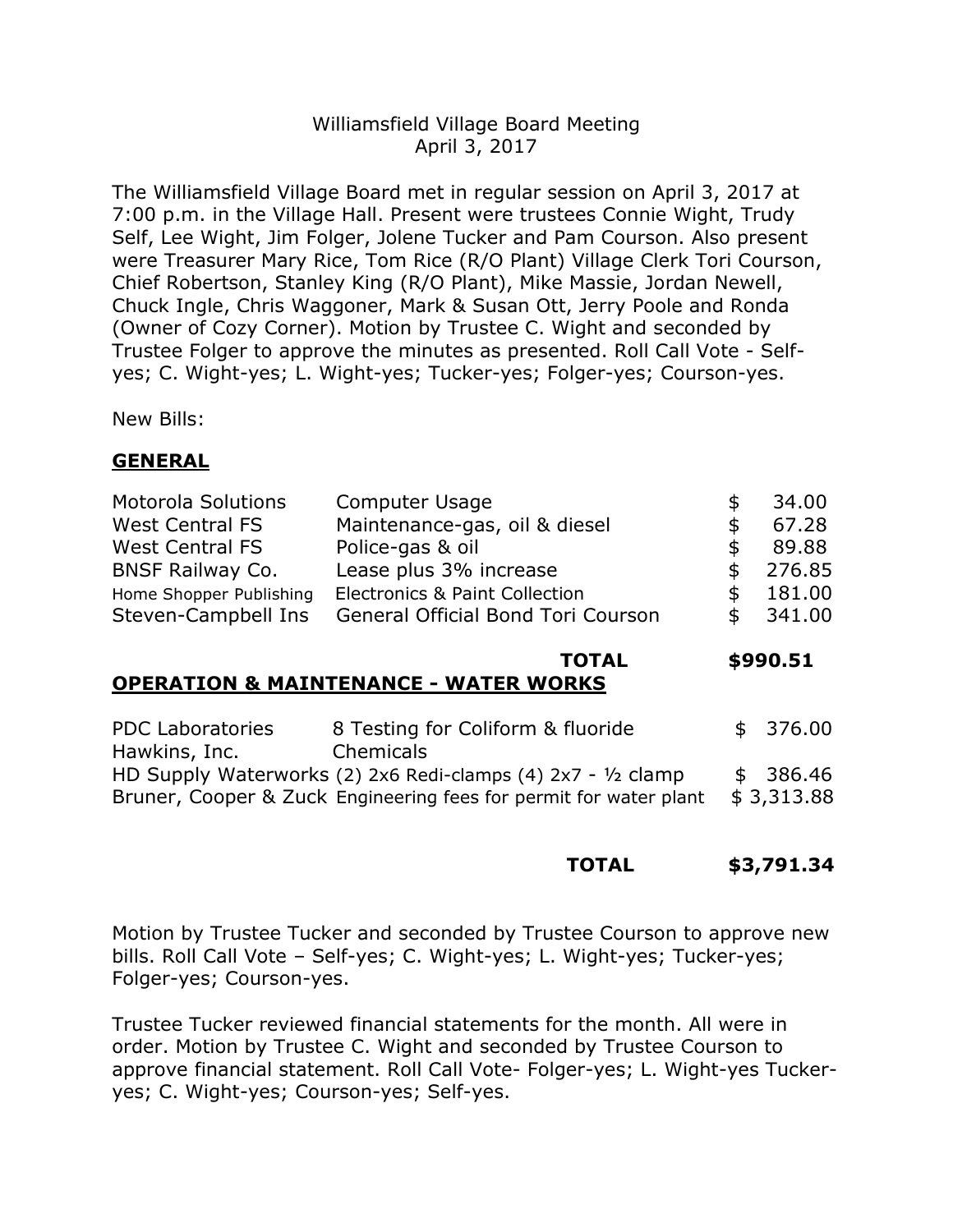Williamsfield Village Board Meeting
April 3, 2017

The Williamsfield Village Board met in regular session on April 3, 2017 at 7:00 p.m. in the Village Hall. Present were trustees Connie Wight, Trudy Self, Lee Wight, Jim Folger, Jolene Tucker and Pam Courson. Also present were Treasurer Mary Rice, Tom Rice (R/O Plant) Village Clerk Tori Courson, Chief Robertson, Stanley King (R/O Plant), Mike Massie, Jordan Newell, Chuck Ingle, Chris Waggoner, Mark & Susan Ott, Jerry Poole and Ronda (Owner of Cozy Corner). Motion by Trustee C. Wight and seconded by Trustee Folger to approve the minutes as presented. Roll Call Vote - Self-yes; C. Wight-yes; L. Wight-yes; Tucker-yes; Folger-yes; Courson-yes.

New Bills:

## GENERAL

| | | |
|---|---|---|
| Motorola Solutions | Computer Usage | $ 34.00 |
| West Central FS | Maintenance-gas, oil & diesel | $ 67.28 |
| West Central FS | Police-gas & oil | $ 89.88 |
| BNSF Railway Co. | Lease plus 3% increase | $ 276.85 |
| Home Shopper Publishing | Electronics & Paint Collection | $ 181.00 |
| Steven-Campbell Ins | General Official Bond Tori Courson | $ 341.00 |
| | **TOTAL** | **$990.51** |

## OPERATION & MAINTENANCE - WATER WORKS

| | | |
|---|---|---|
| PDC Laboratories | 8 Testing for Coliform & fluoride | $ 376.00 |
| Hawkins, Inc. | Chemicals | |
| HD Supply Waterworks | (2) 2x6 Redi-clamps (4) 2x7 - ½ clamp | $ 386.46 |
| Bruner, Cooper & Zuck | Engineering fees for permit for water plant | $ 3,313.88 |
| | **TOTAL** | **$3,791.34** |

Motion by Trustee Tucker and seconded by Trustee Courson to approve new bills. Roll Call Vote – Self-yes; C. Wight-yes; L. Wight-yes; Tucker-yes; Folger-yes; Courson-yes.

Trustee Tucker reviewed financial statements for the month. All were in order. Motion by Trustee C. Wight and seconded by Trustee Courson to approve financial statement. Roll Call Vote- Folger-yes; L. Wight-yes Tucker-yes; C. Wight-yes; Courson-yes; Self-yes.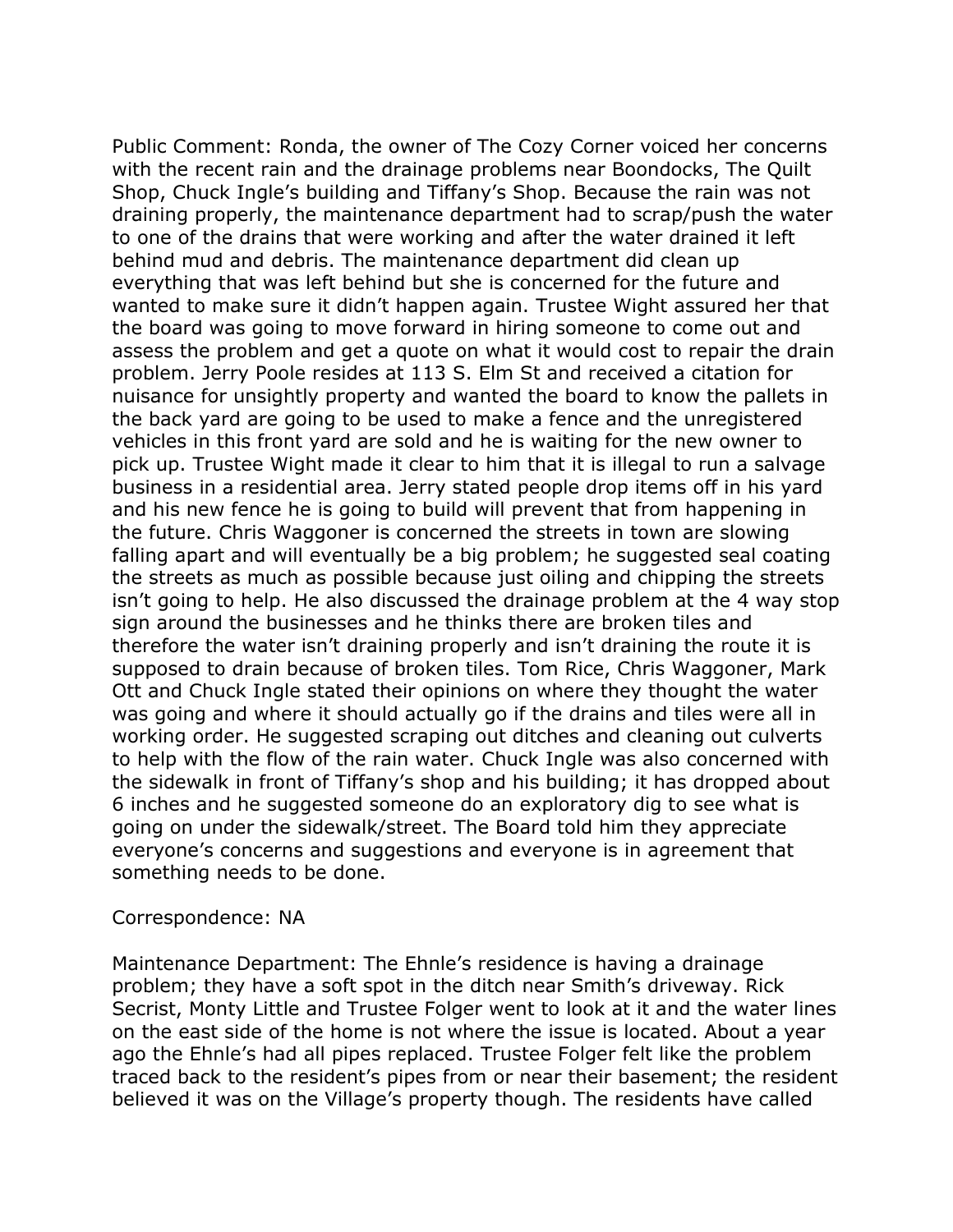Public Comment: Ronda, the owner of The Cozy Corner voiced her concerns with the recent rain and the drainage problems near Boondocks, The Quilt Shop, Chuck Ingle's building and Tiffany's Shop. Because the rain was not draining properly, the maintenance department had to scrap/push the water to one of the drains that were working and after the water drained it left behind mud and debris. The maintenance department did clean up everything that was left behind but she is concerned for the future and wanted to make sure it didn't happen again. Trustee Wight assured her that the board was going to move forward in hiring someone to come out and assess the problem and get a quote on what it would cost to repair the drain problem. Jerry Poole resides at 113 S. Elm St and received a citation for nuisance for unsightly property and wanted the board to know the pallets in the back yard are going to be used to make a fence and the unregistered vehicles in this front yard are sold and he is waiting for the new owner to pick up. Trustee Wight made it clear to him that it is illegal to run a salvage business in a residential area. Jerry stated people drop items off in his yard and his new fence he is going to build will prevent that from happening in the future. Chris Waggoner is concerned the streets in town are slowing falling apart and will eventually be a big problem; he suggested seal coating the streets as much as possible because just oiling and chipping the streets isn't going to help. He also discussed the drainage problem at the 4 way stop sign around the businesses and he thinks there are broken tiles and therefore the water isn't draining properly and isn't draining the route it is supposed to drain because of broken tiles. Tom Rice, Chris Waggoner, Mark Ott and Chuck Ingle stated their opinions on where they thought the water was going and where it should actually go if the drains and tiles were all in working order. He suggested scraping out ditches and cleaning out culverts to help with the flow of the rain water. Chuck Ingle was also concerned with the sidewalk in front of Tiffany's shop and his building; it has dropped about 6 inches and he suggested someone do an exploratory dig to see what is going on under the sidewalk/street. The Board told him they appreciate everyone's concerns and suggestions and everyone is in agreement that something needs to be done.

Correspondence: NA

Maintenance Department: The Ehnle's residence is having a drainage problem; they have a soft spot in the ditch near Smith's driveway. Rick Secrist, Monty Little and Trustee Folger went to look at it and the water lines on the east side of the home is not where the issue is located. About a year ago the Ehnle's had all pipes replaced. Trustee Folger felt like the problem traced back to the resident's pipes from or near their basement; the resident believed it was on the Village's property though. The residents have called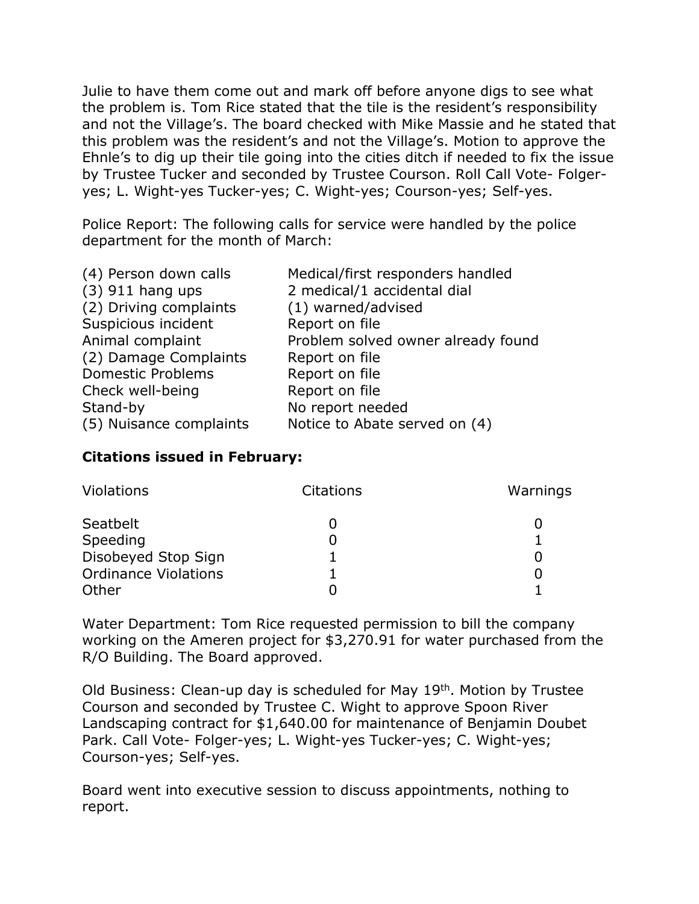Julie to have them come out and mark off before anyone digs to see what the problem is. Tom Rice stated that the tile is the resident's responsibility and not the Village's. The board checked with Mike Massie and he stated that this problem was the resident's and not the Village's. Motion to approve the Ehnle's to dig up their tile going into the cities ditch if needed to fix the issue by Trustee Tucker and seconded by Trustee Courson. Roll Call Vote- Folger-yes; L. Wight-yes Tucker-yes; C. Wight-yes; Courson-yes; Self-yes.

Police Report: The following calls for service were handled by the police department for the month of March:

| | |
|---|---|
| (4) Person down calls | Medical/first responders handled |
| (3) 911 hang ups | 2 medical/1 accidental dial |
| (2) Driving complaints | (1) warned/advised |
| Suspicious incident | Report on file |
| Animal complaint | Problem solved owner already found |
| (2) Damage Complaints | Report on file |
| Domestic Problems | Report on file |
| Check well-being | Report on file |
| Stand-by | No report needed |
| (5) Nuisance complaints | Notice to Abate served on (4) |

**Citations issued in February:**

| Violations | Citations | Warnings |
|---|---|---|
| Seatbelt | 0 | 0 |
| Speeding | 0 | 1 |
| Disobeyed Stop Sign | 1 | 0 |
| Ordinance Violations | 1 | 0 |
| Other | 0 | 1 |

Water Department: Tom Rice requested permission to bill the company working on the Ameren project for $3,270.91 for water purchased from the R/O Building. The Board approved.

Old Business: Clean-up day is scheduled for May 19th. Motion by Trustee Courson and seconded by Trustee C. Wight to approve Spoon River Landscaping contract for $1,640.00 for maintenance of Benjamin Doubet Park. Call Vote- Folger-yes; L. Wight-yes Tucker-yes; C. Wight-yes; Courson-yes; Self-yes.

Board went into executive session to discuss appointments, nothing to report.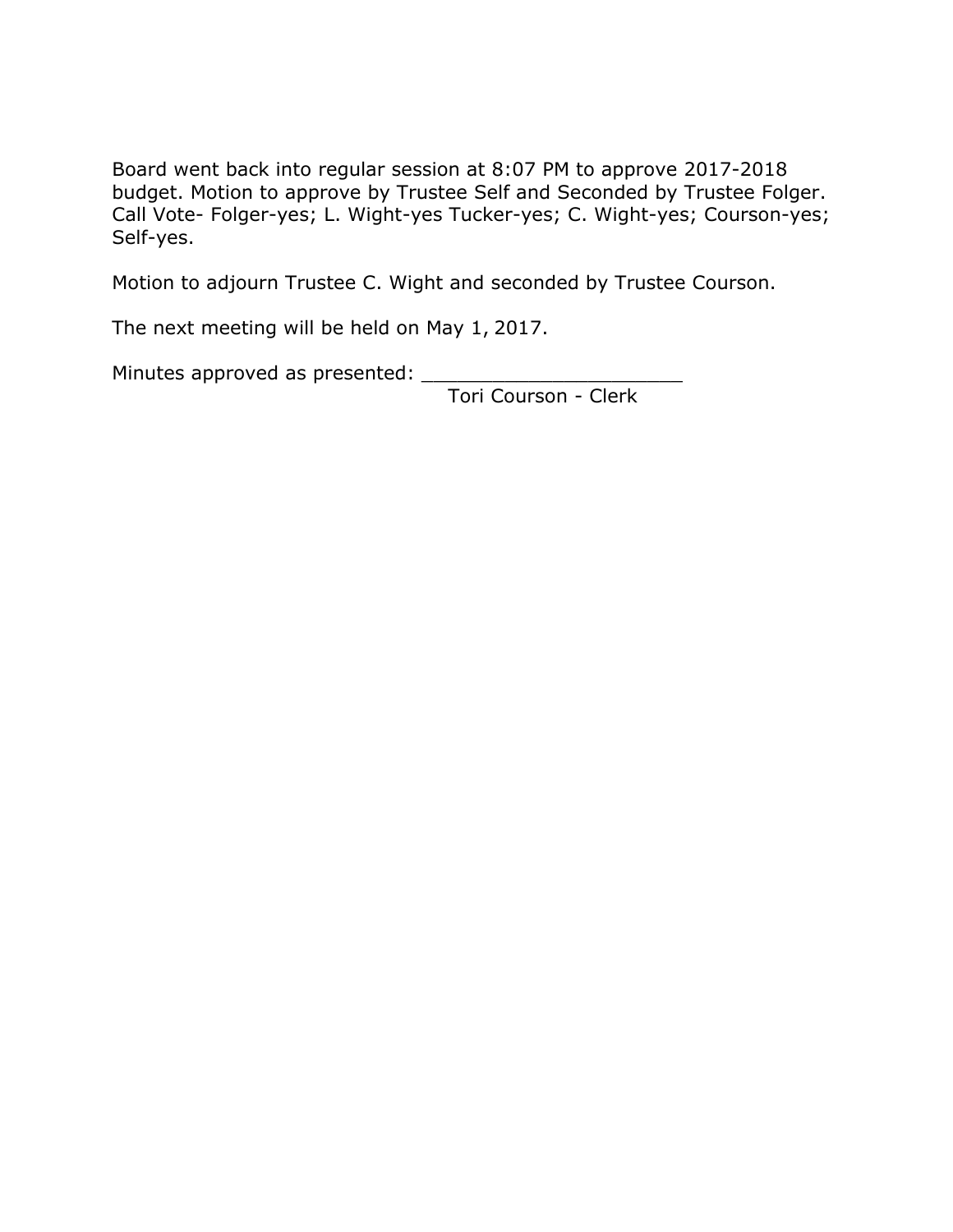Board went back into regular session at 8:07 PM to approve 2017-2018 budget. Motion to approve by Trustee Self and Seconded by Trustee Folger. Call Vote- Folger-yes; L. Wight-yes Tucker-yes; C. Wight-yes; Courson-yes; Self-yes.

Motion to adjourn Trustee C. Wight and seconded by Trustee Courson.

The next meeting will be held on May 1, 2017.

Minutes approved as presented: ______________________

Tori Courson - Clerk